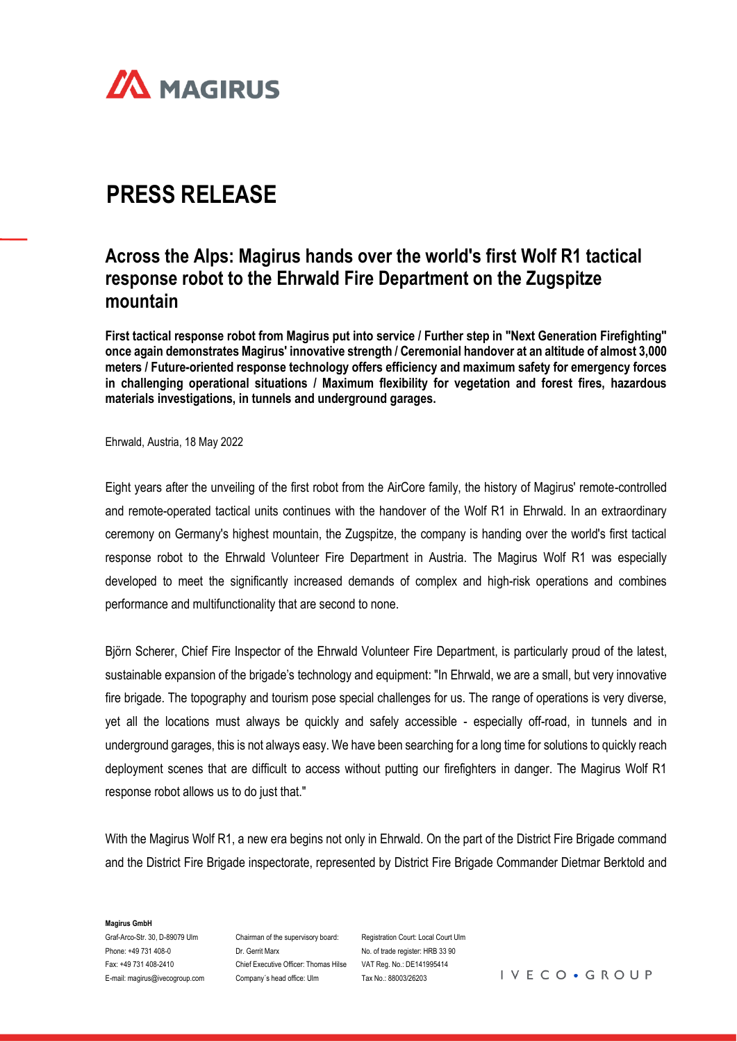# PRESS RELEASE

## Across the Alps: Magirus hands over the world's first Wolf R1 tactical response robot to the Ehrwald Fire Department on the Zugspitze mountain

**First tactical response robot from Magirus put into service / Further step in "Next Generation Firefighting" once again demonstrates Magirus' innovative strength / Ceremonial handover at an altitude of almost 3,000 meters / Future-oriented response technology offers efficiency and maximum safety for emergency forces in challenging operational situations / Maximum flexibility for vegetation and forest fires, hazardous materials investigations, in tunnels and underground garages.**

Ehrwald, Austria, 18 May 2022

Eight years after the unveiling of the first robot from the AirCore family, the history of Magirus' remote-controlled and remote-operated tactical units continues with the handover of the Wolf R1 in Ehrwald. In an extraordinary ceremony on Germany's highest mountain, the Zugspitze, the company is handing over the world's first tactical response robot to the Ehrwald Volunteer Fire Department in Austria. The Magirus Wolf R1 was especially developed to meet the significantly increased demands of complex and high-risk operations and combines performance and multifunctionality that are second to none.

Björn Scherer, Chief Fire Inspector of the Ehrwald Volunteer Fire Department, is particularly proud of the latest, sustainable expansion of the brigade's technology and equipment: "In Ehrwald, we are a small, but very innovative fire brigade. The topography and tourism pose special challenges for us. The range of operations is very diverse, yet all the locations must always be quickly and safely accessible - especially off-road, in tunnels and in underground garages, this is not always easy. We have been searching for a long time for solutions to quickly reach deployment scenes that are difficult to access without putting our firefighters in danger. The Magirus Wolf R1 response robot allows us to do just that."

With the Magirus Wolf R1, a new era begins not only in Ehrwald. On the part of the District Fire Brigade command and the District Fire Brigade inspectorate, represented by District Fire Brigade Commander Dietmar Berktold and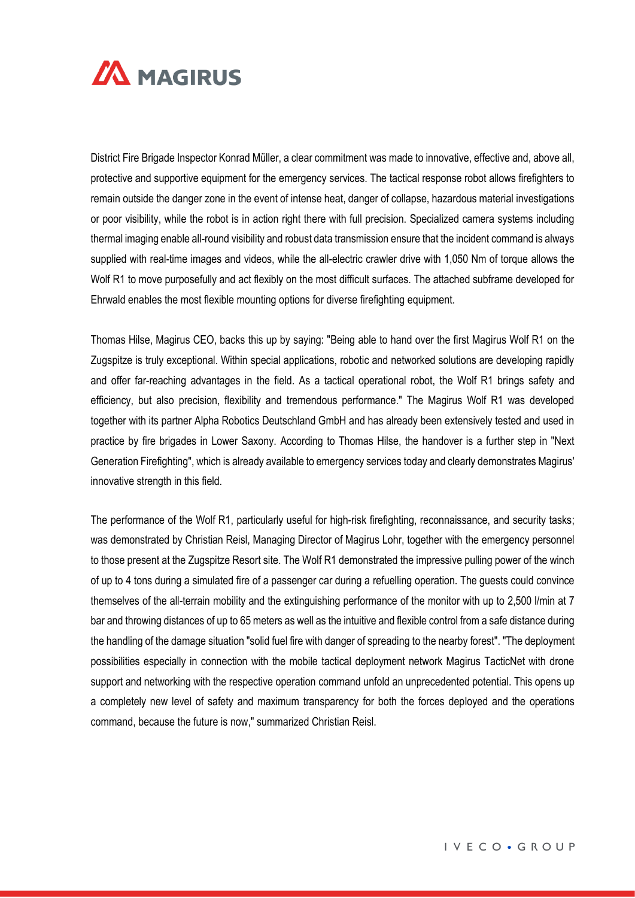District Fire Brigade Inspector Konrad Müller, a clear commitment was made to innovative, effective and, above all, protective and supportive equipment for the emergency services. The tactical response robot allows firefighters to remain outside the danger zone in the event of intense heat, danger of collapse, hazardous material investigations or poor visibility, while the robot is in action right there with full precision. Specialized camera systems including thermal imaging enable all-round visibility and robust data transmission ensure that the incident command is always supplied with real-time images and videos, while the all-electric crawler drive with 1,050 Nm of torque allows the Wolf R1 to move purposefully and act flexibly on the most difficult surfaces. The attached subframe developed for Ehrwald enables the most flexible mounting options for diverse firefighting equipment.

Thomas Hilse, Magirus CEO, backs this up by saying: "Being able to hand over the first Magirus Wolf R1 on the Zugspitze is truly exceptional. Within special applications, robotic and networked solutions are developing rapidly and offer far-reaching advantages in the field. As a tactical operational robot, the Wolf R1 brings safety and efficiency, but also precision, flexibility and tremendous performance." The Magirus Wolf R1 was developed together with its partner Alpha Robotics Deutschland GmbH and has already been extensively tested and used in practice by fire brigades in Lower Saxony. According to Thomas Hilse, the handover is a further step in "Next Generation Firefighting", which is already available to emergency services today and clearly demonstrates Magirus' innovative strength in this field.

The performance of the Wolf R1, particularly useful for high-risk firefighting, reconnaissance, and security tasks; was demonstrated by Christian Reisl, Managing Director of Magirus Lohr, together with the emergency personnel to those present at the Zugspitze Resort site. The Wolf R1 demonstrated the impressive pulling power of the winch of up to 4 tons during a simulated fire of a passenger car during a refuelling operation. The guests could convince themselves of the all-terrain mobility and the extinguishing performance of the monitor with up to 2,500 l/min at 7 bar and throwing distances of up to 65 meters as well as the intuitive and flexible control from a safe distance during the handling of the damage situation "solid fuel fire with danger of spreading to the nearby forest". "The deployment possibilities especially in connection with the mobile tactical deployment network Magirus TacticNet with drone support and networking with the respective operation command unfold an unprecedented potential. This opens up a completely new level of safety and maximum transparency for both the forces deployed and the operations command, because the future is now," summarized Christian Reisl.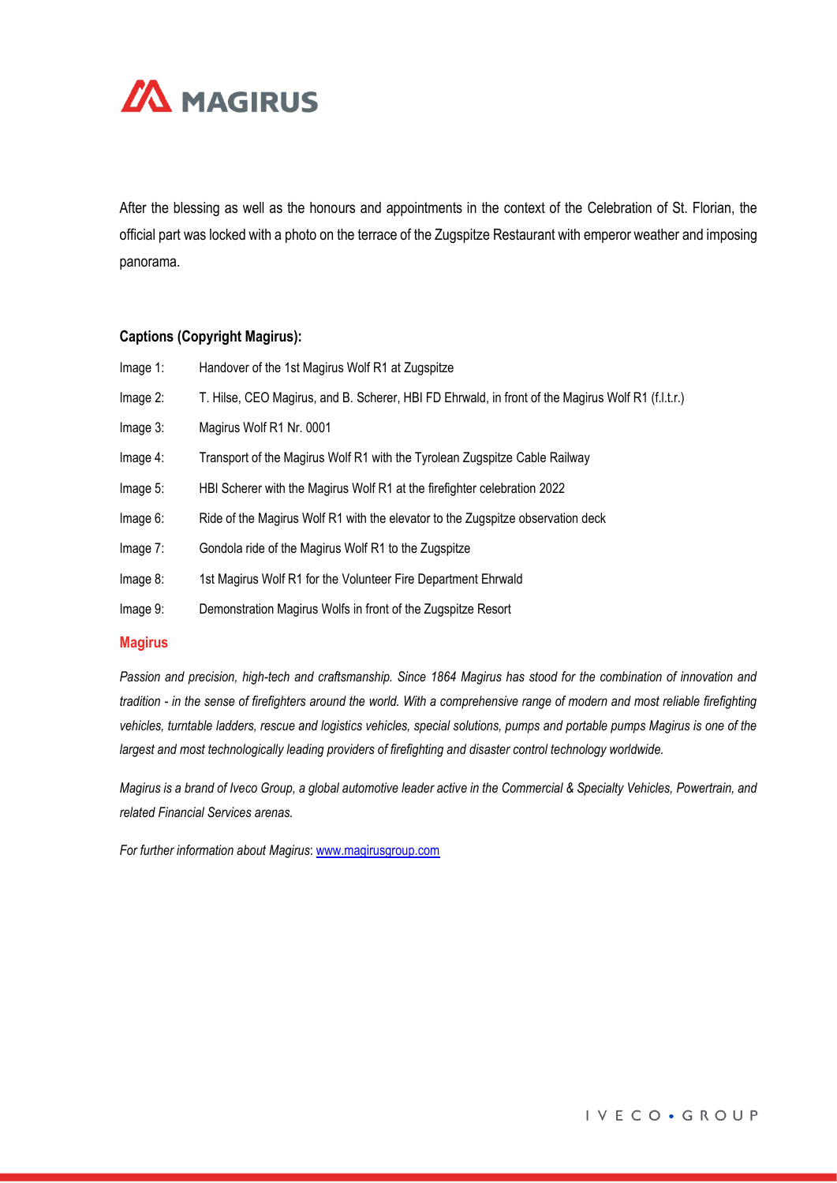After the blessing as well as the honours and appointments in the context of the Celebration of St. Florian, the official part was locked with a photo on the terrace of the Zugspitze Restaurant with emperor weather and imposing panorama.

**Captions (Copyright Magirus):**

Image 1: Handover of the 1st Magirus Wolf R1 at Zugspitze

Image 2: T. Hilse, CEO Magirus, and B. Scherer, HBI FD Ehrwald, in front of the Magirus Wolf R1 (f.l.t.r.)

Image 3: Magirus Wolf R1 Nr. 0001

Image 4: Transport of the Magirus Wolf R1 with the Tyrolean Zugspitze Cable Railway

Image 5: HBI Scherer with the Magirus Wolf R1 at the firefighter celebration 2022

Image 6: Ride of the Magirus Wolf R1 with the elevator to the Zugspitze observation deck

Image 7: Gondola ride of the Magirus Wolf R1 to the Zugspitze

Image 8: 1st Magirus Wolf R1 for the Volunteer Fire Department Ehrwald

Image 9: Demonstration Magirus Wolfs in front of the Zugspitze Resort

**Magirus**

*Passion and precision, high-tech and craftsmanship. Since 1864 Magirus has stood for the combination of innovation and tradition - in the sense of firefighters around the world. With a comprehensive range of modern and most reliable firefighting vehicles, turntable ladders, rescue and logistics vehicles, special solutions, pumps and portable pumps Magirus is one of the largest and most technologically leading providers of firefighting and disaster control technology worldwide.*

*Magirus is a brand of Iveco Group, a global automotive leader active in the Commercial & Specialty Vehicles, Powertrain, and related Financial Services arenas.*

*For further information about Magirus*: www.magirusgroup.com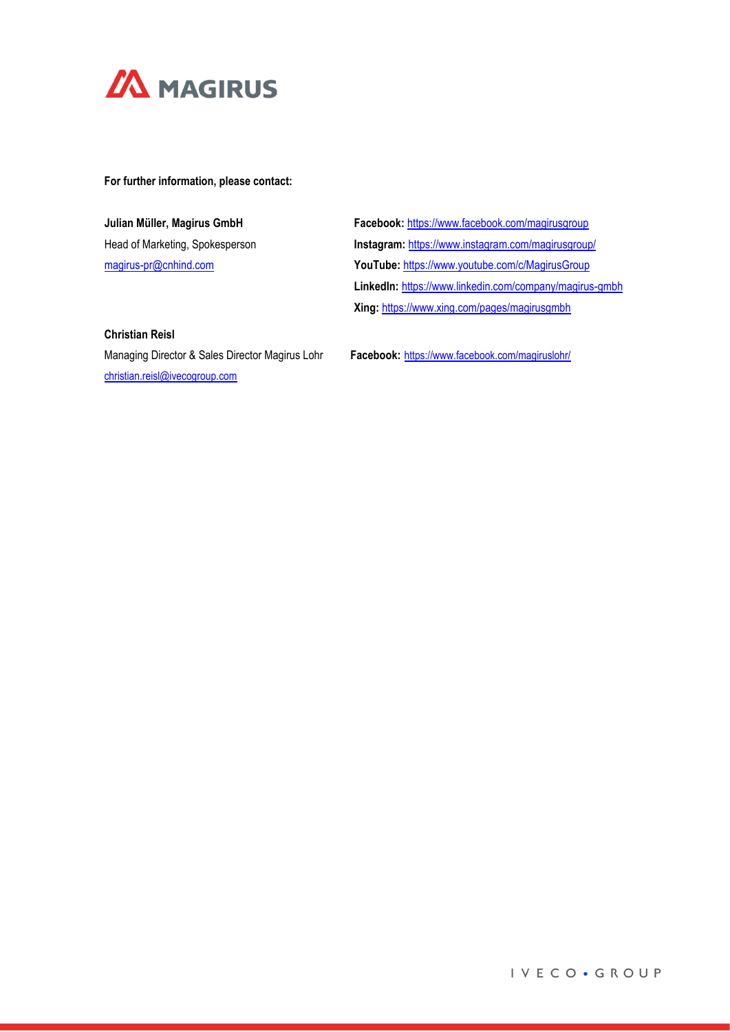**For further information, please contact:**

**Julian Müller, Magirus GmbH**
Head of Marketing, Spokesperson
magirus-pr@cnhind.com

**Facebook:** https://www.facebook.com/magirusgroup
**Instagram:** https://www.instagram.com/magirusgroup/
**YouTube:** https://www.youtube.com/c/MagirusGroup
**LinkedIn:** https://www.linkedin.com/company/magirus-gmbh
**Xing:** https://www.xing.com/pages/magirusgmbh

**Christian Reisl**
Managing Director & Sales Director Magirus Lohr
christian.reisl@ivecogroup.com

**Facebook:** https://www.facebook.com/magiruslohr/